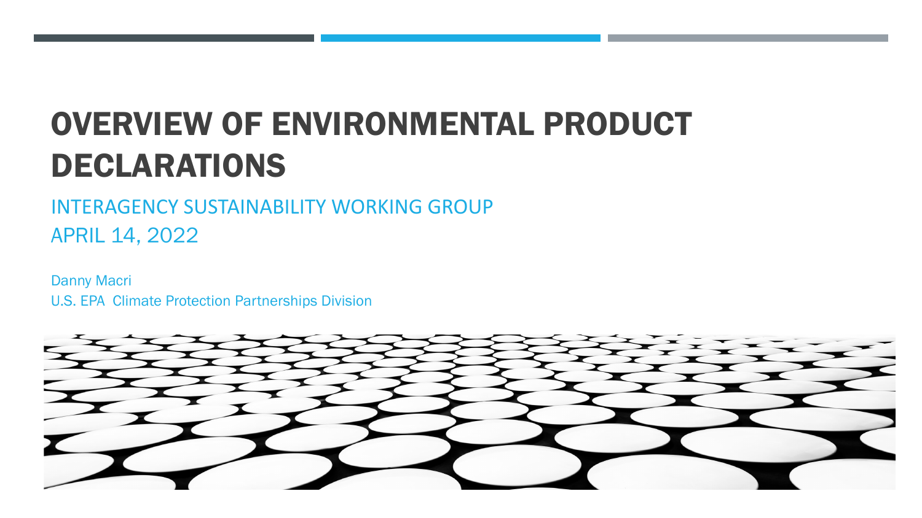# OVERVIEW OF ENVIRONMENTAL PRODUCT DECLARATIONS

## INTERAGENCY SUSTAINABILITY WORKING GROUP

## APRIL 14, 2022

Danny Macri

U.S. EPA Climate Protection Partnerships Division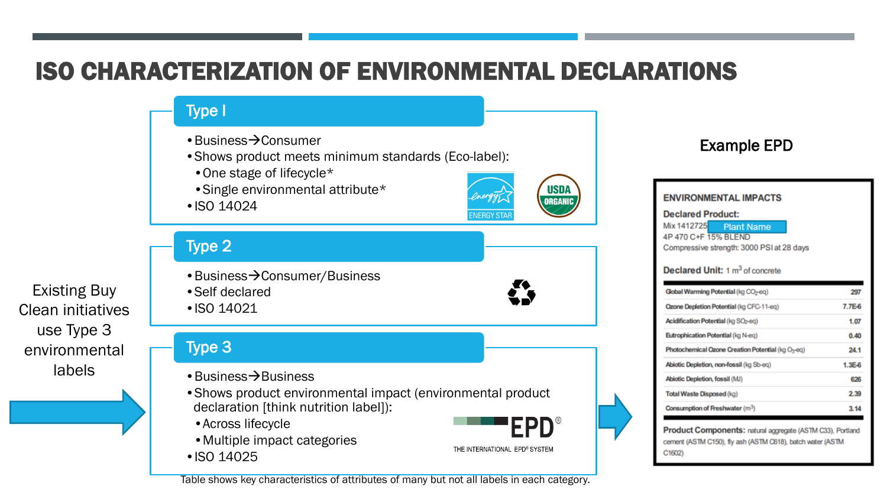# ISO CHARACTERIZATION OF ENVIRONMENTAL DECLARATIONS

Existing Buy Clean initiatives use Type 3 environmental labels

## Type I

- Business→Consumer
- Shows product meets minimum standards (Eco-label):
  - One stage of lifecycle*
  - Single environmental attribute*
- ISO 14024

ENERGY STAR

USDA ORGANIC

## Type 2

- Business→Consumer/Business
- Self declared
- ISO 14021

## Type 3

- Business→Business
- Shows product environmental impact (environmental product declaration [think nutrition label]):
  - Across lifecycle
  - Multiple impact categories
- ISO 14025

EPD® THE INTERNATIONAL EPD® SYSTEM

Table shows key characteristics of attributes of many but not all labels in each category.

## Example EPD

**ENVIRONMENTAL IMPACTS**

**Declared Product:**
Mix 1412725 Plant Name
4P 470 C+F 15% BLEND
Compressive strength: 3000 PSI at 28 days

**Declared Unit:** 1 $m^3$ of concrete

| Impact | Value |
| --- | --- |
| Global Warming Potential (kg $CO_2$-eq) | 297 |
| Ozone Depletion Potential (kg CFC-11-eq) | 7.7E-6 |
| Acidification Potential (kg $SO_2$-eq) | 1.07 |
| Eutrophication Potential (kg N-eq) | 0.40 |
| Photochemical Ozone Creation Potential (kg $O_3$-eq) | 24.1 |
| Abiotic Depletion, non-fossil (kg Sb-eq) | 1.3E-6 |
| Abiotic Depletion, fossil (MJ) | 626 |
| Total Waste Disposed (kg) | 2.39 |
| Consumption of Freshwater ($m^3$) | 3.14 |

**Product Components:** natural aggregate (ASTM C33), Portland cement (ASTM C150), fly ash (ASTM C618), batch water (ASTM C1602)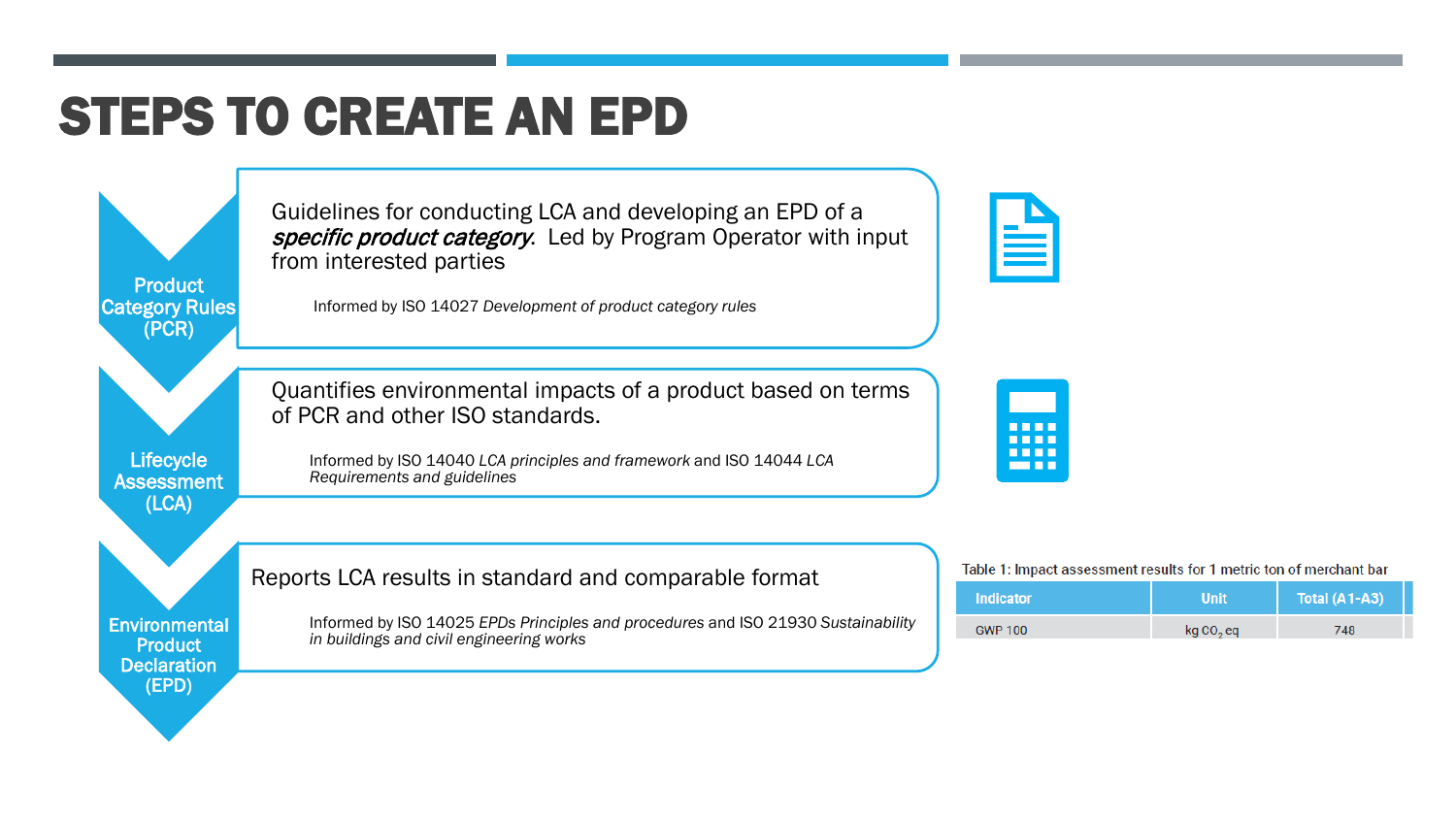# STEPS TO CREATE AN EPD

**Product Category Rules (PCR)**

Guidelines for conducting LCA and developing an EPD of a ***specific product category***. Led by Program Operator with input from interested parties

Informed by ISO 14027 *Development of product category rules*

**Lifecycle Assessment (LCA)**

Quantifies environmental impacts of a product based on terms of PCR and other ISO standards.

Informed by ISO 14040 *LCA principles and framework* and ISO 14044 *LCA Requirements and guidelines*

**Environmental Product Declaration (EPD)**

Reports LCA results in standard and comparable format

Informed by ISO 14025 *EPDs Principles and procedures* and ISO 21930 *Sustainability in buildings and civil engineering works*

Table 1: Impact assessment results for 1 metric ton of merchant bar

| Indicator | Unit | Total (A1-A3) |
| --- | --- | --- |
| GWP 100 | kg $CO_2$ eq | 748 |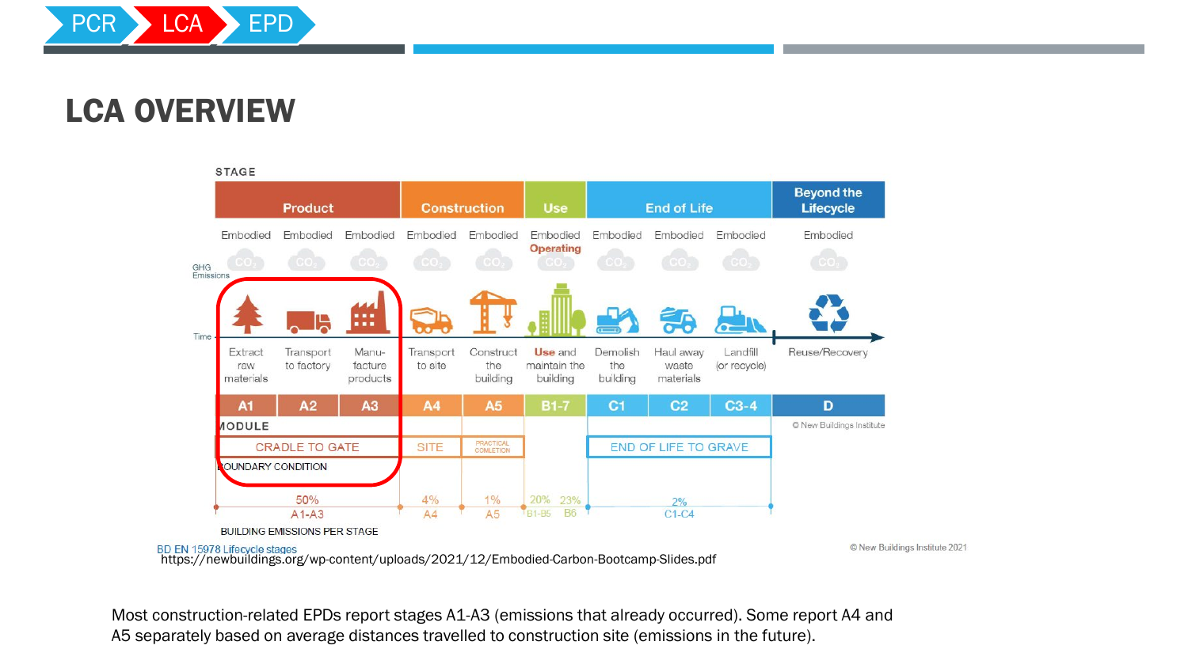PCR › LCA › EPD

# LCA OVERVIEW

STAGE

| Product | | | Construction | | Use | End of Life | | | Beyond the Lifecycle |
|---|---|---|---|---|---|---|---|---|---|
| Embodied | Embodied | Embodied | Embodied | Embodied | Embodied Operating | Embodied | Embodied | Embodied | Embodied |
| Extract raw materials | Transport to factory | Manu-facture products | Transport to site | Construct the building | Use and maintain the building | Demolish the building | Haul away waste materials | Landfill (or recycle) | Reuse/Recovery |
| A1 | A2 | A3 | A4 | A5 | B1-7 | C1 | C2 | C3-4 | D |

GHG Emissions

Time

MODULE

CRADLE TO GATE | SITE | PRACTICAL COMPLETION | END OF LIFE TO GRAVE

BOUNDARY CONDITION

| 50% A1-A3 | 4% A4 | 1% A5 | 20% B1-B5 | 23% B6 | 2% C1-C4 |
|---|---|---|---|---|---|

BUILDING EMISSIONS PER STAGE

© New Buildings Institute

BD EN 15978 Lifecycle stages

https://newbuildings.org/wp-content/uploads/2021/12/Embodied-Carbon-Bootcamp-Slides.pdf

© New Buildings Institute 2021

Most construction-related EPDs report stages A1-A3 (emissions that already occurred). Some report A4 and A5 separately based on average distances travelled to construction site (emissions in the future).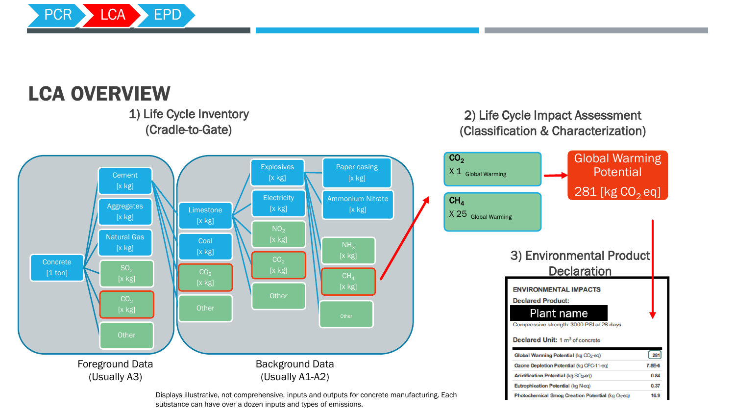PCR → LCA → EPD

# LCA OVERVIEW

## 1) Life Cycle Inventory (Cradle-to-Gate)

**Foreground Data (Usually A3)**

- Concrete [1 ton]
  - Cement [x kg]
  - Aggregates [x kg]
  - Natural Gas [x kg]
  - $SO_2$ [x kg]
  - $CO_2$ [x kg]
  - Other

**Background Data (Usually A1-A2)**

- Limestone [x kg]
  - Explosives [x kg]
    - Paper casing [x kg]
    - Ammonium Nitrate [x kg]
    - $NH_3$ [x kg]
    - $CH_4$ [x kg]
    - Other
  - Electricity [x kg]
  - $NO_2$ [x kg]
  - $CO_2$ [x kg]
  - Other
- Coal [x kg]
- $CO_2$ [x kg]
- Other

Displays illustrative, not comprehensive, inputs and outputs for concrete manufacturing. Each substance can have over a dozen inputs and types of emissions.

## 2) Life Cycle Impact Assessment (Classification & Characterization)

- $CO_2$ X 1 Global Warming
- $CH_4$ X 25 Global Warming

→ Global Warming Potential 281 [kg $CO_2$ eq]

## 3) Environmental Product Declaration

**ENVIRONMENTAL IMPACTS**

**Declared Product:**

Plant name

Compressive strength: 3000 PSI at 28 days

**Declared Unit:** 1 $m^3$ of concrete

| Impact | Value |
|---|---|
| Global Warming Potential (kg $CO_2$-eq) | 281 |
| Ozone Depletion Potential (kg CFC-11-eq) | 7.8E-6 |
| Acidification Potential (kg $SO_2$-eq) | 0.84 |
| Eutrophication Potential (kg N-eq) | 0.37 |
| Photochemical Smog Creation Potential (kg $O_3$-eq) | 16.9 |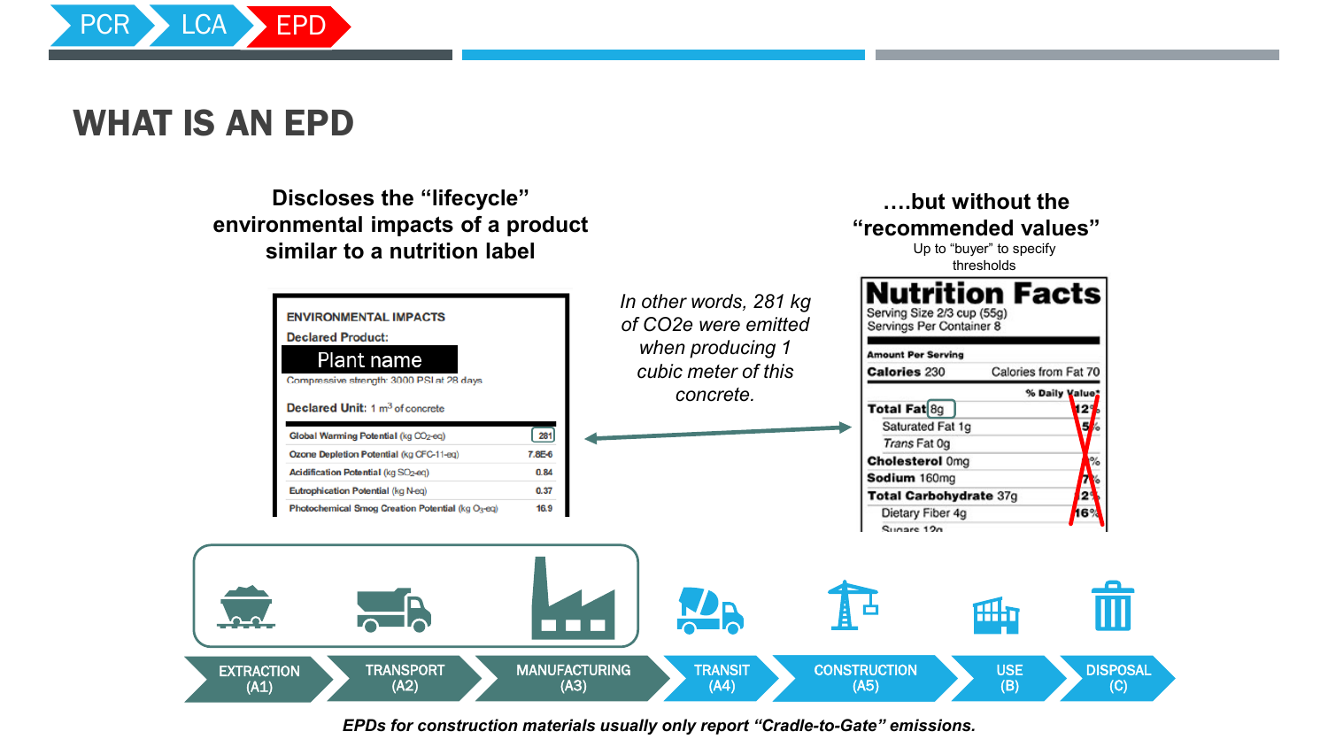PCR → LCA → EPD

# WHAT IS AN EPD

**Discloses the "lifecycle" environmental impacts of a product similar to a nutrition label**

**ENVIRONMENTAL IMPACTS**

**Declared Product:**

Plant name

Compressive strength: 3000 PSI at 28 days

**Declared Unit:** 1 $m^3$ of concrete

| | |
|---|---|
| **Global Warming Potential** (kg $CO_2$-eq) | 281 |
| **Ozone Depletion Potential** (kg CFC-11-eq) | 7.8E-6 |
| **Acidification Potential** (kg $SO_2$-eq) | 0.84 |
| **Eutrophication Potential** (kg N-eq) | 0.37 |
| **Photochemical Smog Creation Potential** (kg $O_3$-eq) | 16.9 |

*In other words, 281 kg of CO2e were emitted when producing 1 cubic meter of this concrete.*

**....but without the "recommended values"**

Up to "buyer" to specify thresholds

**Nutrition Facts**

Serving Size 2/3 cup (55g)
Servings Per Container 8

| **Amount Per Serving** | |
|---|---|
| **Calories** 230 | Calories from Fat 70 |
| | **% Daily Value*** |
| **Total Fat** 8g | 12% |
| Saturated Fat 1g | 5% |
| *Trans* Fat 0g | |
| **Cholesterol** 0mg | 0% |
| **Sodium** 160mg | 7% |
| **Total Carbohydrate** 37g | 12% |
| Dietary Fiber 4g | 16% |
| Sugars 12g | |

EXTRACTION (A1) → TRANSPORT (A2) → MANUFACTURING (A3) → TRANSIT (A4) → CONSTRUCTION (A5) → USE (B) → DISPOSAL (C)

***EPDs for construction materials usually only report "Cradle-to-Gate" emissions.***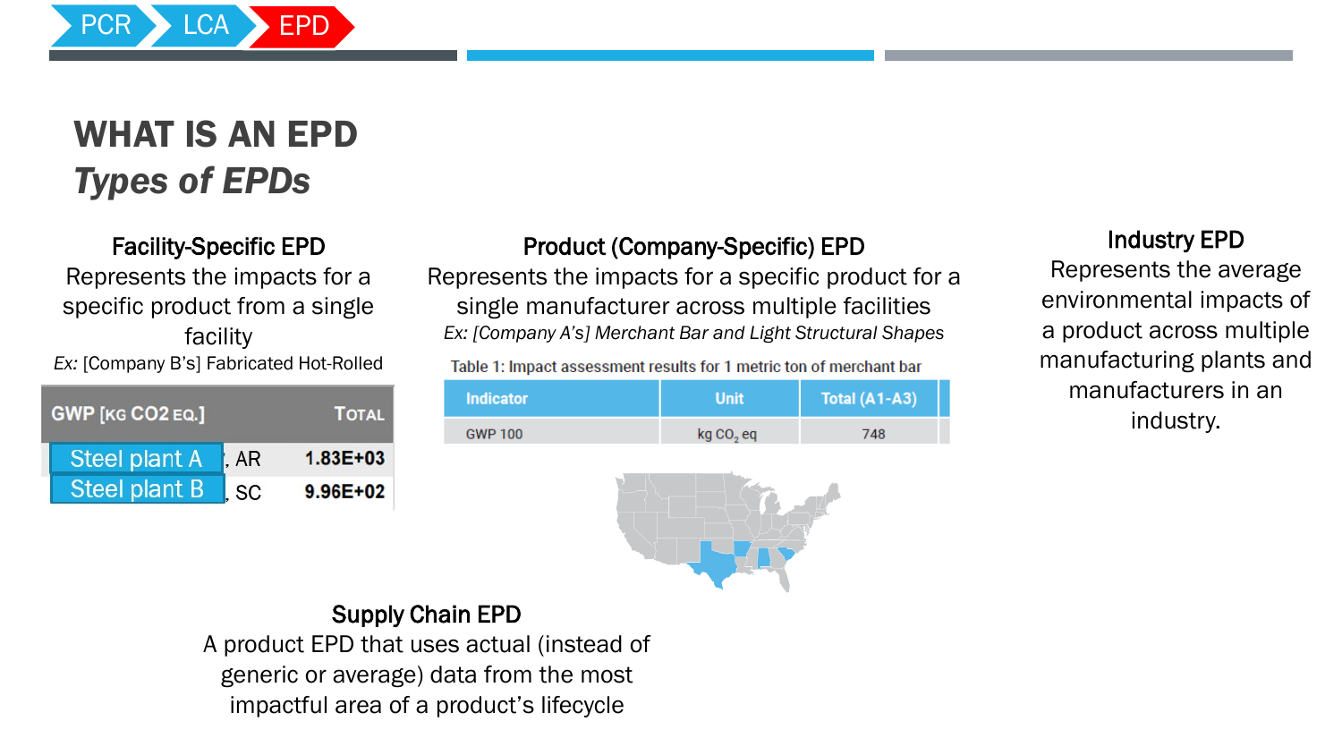PCR → LCA → EPD

# WHAT IS AN EPD

## *Types of EPDs*

### Facility-Specific EPD

Represents the impacts for a specific product from a single facility

*Ex:* [Company B's] Fabricated Hot-Rolled

| GWP [KG CO2 EQ.] | TOTAL |
| --- | --- |
| Steel plant A, AR | 1.83E+03 |
| Steel plant B, SC | 9.96E+02 |

### Product (Company-Specific) EPD

Represents the impacts for a specific product for a single manufacturer across multiple facilities

*Ex: [Company A's] Merchant Bar and Light Structural Shapes*

Table 1: Impact assessment results for 1 metric ton of merchant bar

| Indicator | Unit | Total (A1-A3) |
| --- | --- | --- |
| GWP 100 | kg $CO_2$ eq | 748 |

### Industry EPD

Represents the average environmental impacts of a product across multiple manufacturing plants and manufacturers in an industry.

### Supply Chain EPD

A product EPD that uses actual (instead of generic or average) data from the most impactful area of a product's lifecycle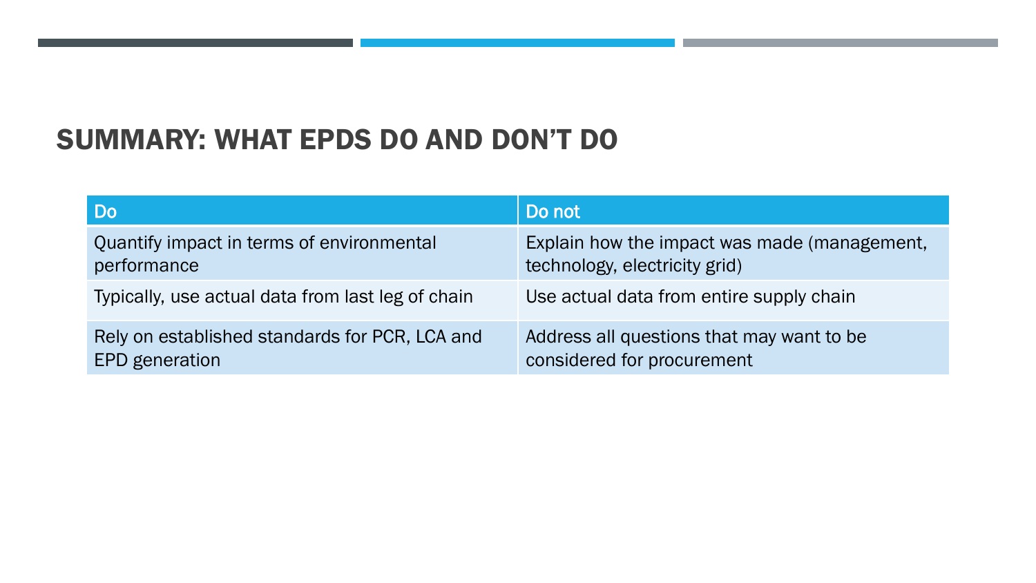## SUMMARY: WHAT EPDS DO AND DON'T DO

| Do | Do not |
|---|---|
| Quantify impact in terms of environmental performance | Explain how the impact was made (management, technology, electricity grid) |
| Typically, use actual data from last leg of chain | Use actual data from entire supply chain |
| Rely on established standards for PCR, LCA and EPD generation | Address all questions that may want to be considered for procurement |